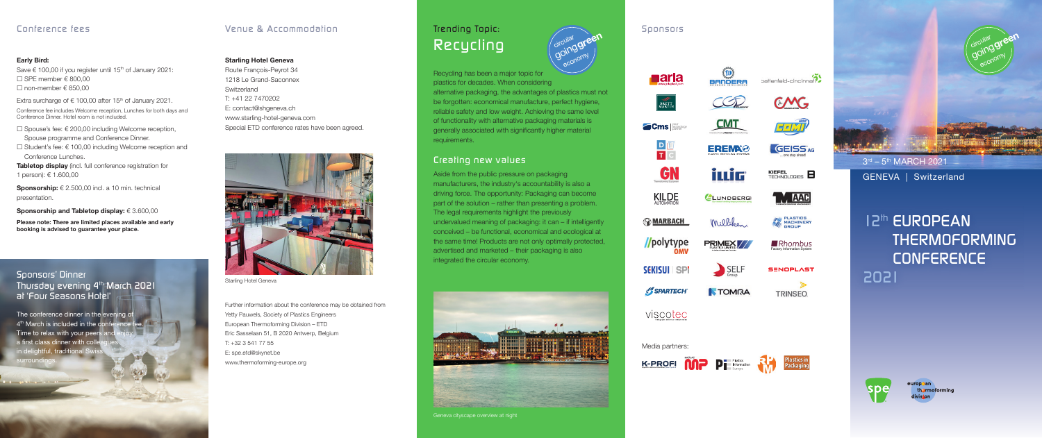## Conference fees

**Early Bird:**

Save € 100,00 if you register until 15th of January 2021:
☐ SPE member € 800,00
☐ non-member € 850,00

Extra surcharge of € 100,00 after 15th of January 2021.

Conference fee includes Welcome reception, Lunches for both days and Conference Dinner. Hotel room is not included.

☐ Spouse's fee: € 200,00 including Welcome reception, Spouse programme and Conference Dinner.
☐ Student's fee: € 100,00 including Welcome reception and Conference Lunches.

**Tabletop display** (incl. full conference registration for 1 person): € 1.600,00

**Sponsorship:** € 2.500,00 incl. a 10 min. technical presentation.

**Sponsorship and Tabletop display:** € 3.600,00

**Please note: There are limited places available and early booking is advised to guarantee your place.**

## Sponsors' Dinner
### Thursday evening 4th March 2021 at 'Four Seasons Hotel'

The conference dinner in the evening of 4th March is included in the conference fee. Time to relax with your peers and enjoy a first class dinner with colleagues in delightful, traditional Swiss surroundings.

## Venue & Accommodation

**Starling Hotel Geneva**
Route François-Peyrot 34
1218 Le Grand-Saconnex
Switzerland
T: +41 22 7470202
E: contact@shgeneva.ch
www.starling-hotel-geneva.com
Special ETD conference rates have been agreed.

Starling Hotel Geneva

Further information about the conference may be obtained from
Yetty Pauwels, Society of Plastics Engineers
European Thermoforming Division – ETD
Eric Sasselaan 51, B 2020 Antwerp, Belgium
T: +32 3 541 77 55
E: spe.etd@skynet.be
www.thermoforming-europe.org

## Trending Topic: Recycling

circular going green economy

Recycling has been a major topic for plastics for decades. When considering alternative packaging, the advantages of plastics must not be forgotten: economical manufacture, perfect hygiene, reliable safety and low weight. Achieving the same level of functionality with alternative packaging materials is generally associated with significantly higher material requirements.

### Creating new values

Aside from the public pressure on packaging manufacturers, the industry's accountability is also a driving force. The opportunity: Packaging can become part of the solution – rather than presenting a problem. The legal requirements highlight the previously undervalued meaning of packaging: it can – if intelligently conceived – be functional, economical and ecological at the same time! Products are not only optimally protected, advertised and marketed – their packaging is also integrated the circular economy.

Geneva cityscape overview at night

## Sponsors

arla, Bandera, battenfeld-cincinnati, Brett Martin, CGD, CMG, Cms, CMT, COMI, DTC, EREMA, GEISS AG, GN, illig, Kiefel Technologies, Kilde Automation, Lundberg, MAAC, Marbach, Milliken, Plastics Machinery Group, polytype OMV, Primex Plastics Limited, Rhombus, Sekisui SPI, Self Group, Senoplast, Spartech, Tomra, Trinseo, viscotec

Media partners:

K-PROFI, MP, PI Plastics Information Europe, RPM, Plastics in Packaging

circular going green economy

3rd – 5th MARCH 2021

GENEVA | Switzerland

# 12th EUROPEAN THERMOFORMING CONFERENCE 2021

spe european thermoforming division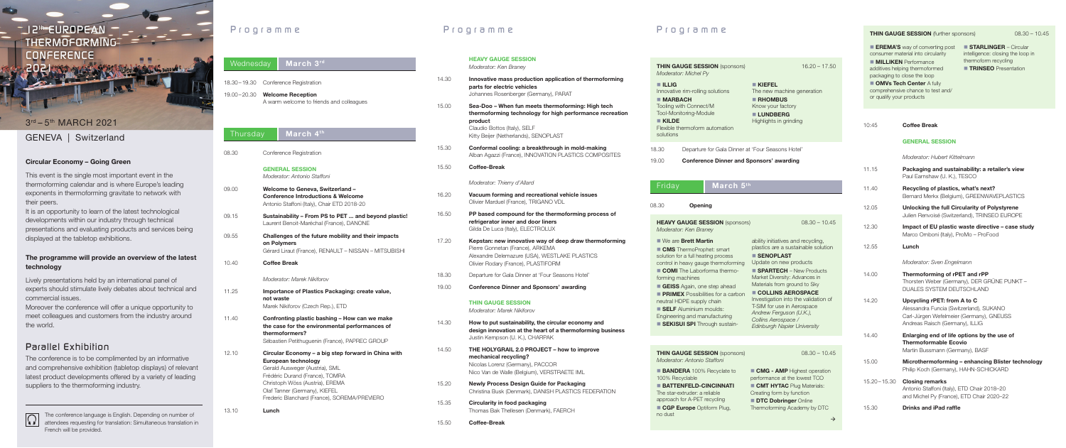# 12th EUROPEAN THERMOFORMING CONFERENCE 2021

3rd – 5th MARCH 2021

GENEVA | Switzerland

## Circular Economy – Going Green

This event is the single most important event in the thermoforming calendar and is where Europe's leading exponents in thermoforming gravitate to network with their peers.

It is an opportunity to learn of the latest technological developments within our industry through technical presentations and evaluating products and services being displayed at the tabletop exhibitions.

## The programme will provide an overview of the latest technology

Lively presentations held by an international panel of experts should stimulate lively debates about technical and commercial issues.

Moreover the conference will offer a unique opportunity to meet colleagues and customers from the industry around the world.

## Parallel Exhibition

The conference is to be complimented by an informative and comprehensive exhibition (tabletop displays) of relevant latest product developments offered by a variety of leading suppliers to the thermoforming industry.

The conference language is English. Depending on number of attendees requesting for translation: Simultaneous translation in French will be provided.

# Programme

## Wednesday March 3rd

18.30 – 19.30 Conference Registration

19.00 – 20.30 **Welcome Reception**
A warm welcome to friends and colleagues

## Thursday March 4th

08.30 Conference Registration

**GENERAL SESSION**
*Moderator: Antonio Staffoni*

09.00 **Welcome to Geneva, Switzerland – Conference Introductions & Welcome**
Antonio Staffoni (Italy), Chair ETD 2018-20

09.15 **Sustainability – From PS to PET ... and beyond plastic!**
Laurent Benoit-Maréchal (France), DANONE

09.55 **Challenges of the future mobility and their impacts on Polymers**
Gérard Linaut (France), RENAULT – NISSAN – MITSUBISHI

10.40 **Coffee Break**

*Moderator: Marek Nikiforov*

11.25 **Importance of Plastics Packaging: create value, not waste**
Marek Nikiforov (Czech Rep.), ETD

11.40 **Confronting plastic bashing – How can we make the case for the environmental performances of thermoformers?**
Sébastien Petithuguenin (France), PAPREC GROUP

12.10 **Circular Economy – a big step forward in China with European technology**
Gerald Ausweger (Austria), SML
Frédéric Durand (France), TOMRA
Christoph Wöss (Austria), EREMA
Olaf Tanner (Germany), KIEFEL
Frederic Blanchard (France), SOREMA/PREVIERO

13.10 **Lunch**

**HEAVY GAUGE SESSION**
*Moderator: Ken Braney*

14.30 **Innovative mass production application of thermoforming parts for electric vehicles**
Johannes Rosenberger (Germany), PARAT

15.00 **Sea-Doo – When fun meets thermoforming: High tech thermoforming technology for high performance recreation product**
Claudio Bottos (Italy), SELF
Kitty Beijer (Netherlands), SENOPLAST

15.30 **Conformal cooling: a breakthrough in mold-making**
Alban Agazzi (France), INNOVATION PLASTICS COMPOSITES

15.50 **Coffee-Break**

*Moderator: Thierry d'Allard*

16.20 **Vacuum forming and recreational vehicle issues**
Olivier Marduel (France), TRIGANO VDL

16.50 **PP based compound for the thermoforming process of refrigerator inner and door liners**
Gilda De Luca (Italy), ELECTROLUX

17.20 **Kepstan: new innovative way of deep draw thermoforming**
Pierre Gonnetan (France), ARKEMA
Alexandre Delemazure (USA), WESTLAKE PLASTICS
Olivier Rodary (France), PLASTIFORM

18.30 Departure for Gala Dinner at 'Four Seasons Hotel'

19.00 **Conference Dinner and Sponsors' awarding**

**THIN GAUGE SESSION**
*Moderator: Marek Nikiforov*

14.30 **How to put sustainability, the circular economy and design innovation at the heart of a thermoforming business**
Justin Kempson (U. K.), CHARPAK

14.50 **THE HOLYGRAIL 2.0 PROJECT – how to improve mechanical recycling?**
Nicolas Lorenz (Germany), PACCOR
Nico Van de Walle (Belgium), VERSTRAETE IML

15.20 **Newly Process Design Guide for Packaging**
Christina Busk (Denmark), DANISH PLASTICS FEDERATION

15.35 **Circularity in food packaging**
Thomas Bak Thellesen (Denmark), FAERCH

15.50 **Coffee-Break**

**THIN GAUGE SESSION** (sponsors) 16.20 – 17.50
*Moderator: Michel Py*

- **ILLIG** Innovative rim-rolling solutions
- **MARBACH** Tooling with Connect/M Tool-Monitoring-Module
- **KILDE** Flexible thermoform automation solutions
- **KIEFEL** The new machine generation
- **RHOMBUS** Know your factory
- **LUNDBERG** Highlights in grinding

18.30 Departure for Gala Dinner at 'Four Seasons Hotel'

19.00 **Conference Dinner and Sponsors' awarding**

## Friday March 5th

08.30 **Opening**

**HEAVY GAUGE SESSION** (sponsors) 08.30 – 10.45
*Moderator: Ken Braney*

- We are **Brett Martin**
- **CMS** ThermoProphet: smart solution for a full heating process control in heavy gauge thermoforming
- **COMI** The Laborforma thermo-forming machines
- **GEISS** Again, one step ahead
- **PRIMEX** Possibilities for a carbon neutral HDPE supply chain
- **SELF** Aluminium moulds: Engineering and manufacturing
- **SEKISUI SPI** Through sustainability initiatives and recycling, plastics are a sustainable solution
- **SENOPLAST** Update on new products
- **SPARTECH** – New Products Market Diversity: Advances in Materials from ground to Sky
- **COLLINS AEROSPACE** Investigation into the validation of T-SIM for use in Aerospace
*Andrew Ferguson (U.K.), Collins Aerospace / Edinburgh Napier University*

**THIN GAUGE SESSION** (sponsors) 08.30 – 10.45
*Moderator: Antonio Staffoni*

- **BANDERA** 100% Recyclate to 100% Recyclable
- **BATTENFELD-CINCINNATI** The star-extruder: a reliable approach for A-PET recycling
- **CGP Europe** Optiform Plug, no dust
- **CMG - AMP** Highest operation performance at the lowest TCO
- **CMT HYTAC** Plug Materials: Creating form by function
- **DTC Dobringer** Online Thermoforming Academy by DTC

**THIN GAUGE SESSION** (further sponsors) 08.30 – 10.45

- **EREMA'S** way of converting post consumer material into circularity
- **MILLIKEN** Performance additives helping thermoformed packaging to close the loop
- **OMVs Tech Center** A fully comprehensive chance to test and/or qualify your products
- **STARLINGER** – Circular intelligence: closing the loop in thermoform recycling
- **TRINSEO** Presentation

10.45 **Coffee Break**

**GENERAL SESSION**

*Moderator: Hubert Kittelmann*

11.15 **Packaging and sustainability: a retailer's view**
Paul Earnshaw (U. K.), TESCO

11.40 **Recycling of plastics, what's next?**
Bernard Merkx (Belgium), GREENWAVEPLASTICS

12.05 **Unlocking the full Circularity of Polystyrene**
Julien Renvoisé (Switzerland), TRINSEO EUROPE

12.30 **Impact of EU plastic waste directive – case study**
Marco Omboni (Italy), ProMo – ProFood

12.55 **Lunch**

*Moderator: Sven Engelmann*

14.00 **Thermoforming of rPET and rPP**
Thorsten Weber (Germany), DER GRÜNE PUNKT – DUALES SYSTEM DEUTSCHLAND

14.20 **Upcycling rPET: from A to C**
Alessandra Funcia (Switzerland), SUKANO
Carl-Jürgen Wefelmeier (Germany), GNEUSS
Andreas Raisch (Germany), ILLIG

14.40 **Enlarging end of life options by the use of Thermoformable Ecovio**
Martin Bussmann (Germany), BASF

15.00 **Microthermoforming – enhancing Blister technology**
Philip Koch (Germany), HAHN-SCHICKARD

15.20 – 15.30 **Closing remarks**
Antonio Staffoni (Italy), ETD Chair 2018–20 and Michel Py (France), ETD Chair 2020–22

15.30 **Drinks and iPad raffle**